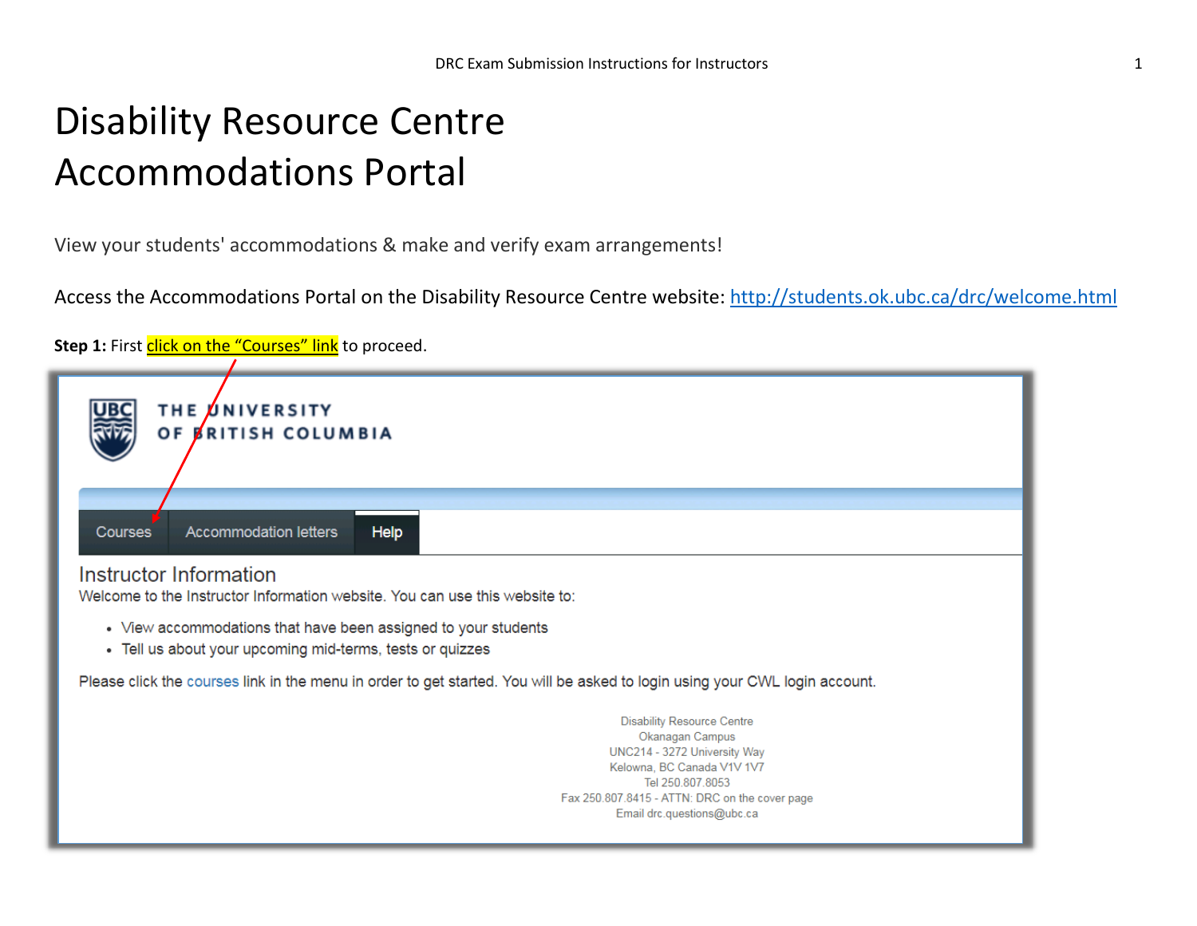# Disability Resource Centre Accommodations Portal

View your students' accommodations & make and verify exam arrangements!

Access the Accommodations Portal on the Disability Resource Centre website: http://students.ok.ubc.ca/drc/welcome.html

**Step 1:** First click on the "Courses" link to proceed.

THE UNIVERSITY OF BRITISH COLUMBIA

Courses | Accommodation letters | Help

Instructor Information

Welcome to the Instructor Information website. You can use this website to:

- View accommodations that have been assigned to your students
- Tell us about your upcoming mid-terms, tests or quizzes

Please click the courses link in the menu in order to get started. You will be asked to login using your CWL login account.

Disability Resource Centre
Okanagan Campus
UNC214 - 3272 University Way
Kelowna, BC Canada V1V 1V7
Tel 250.807.8053
Fax 250.807.8415 - ATTN: DRC on the cover page
Email drc.questions@ubc.ca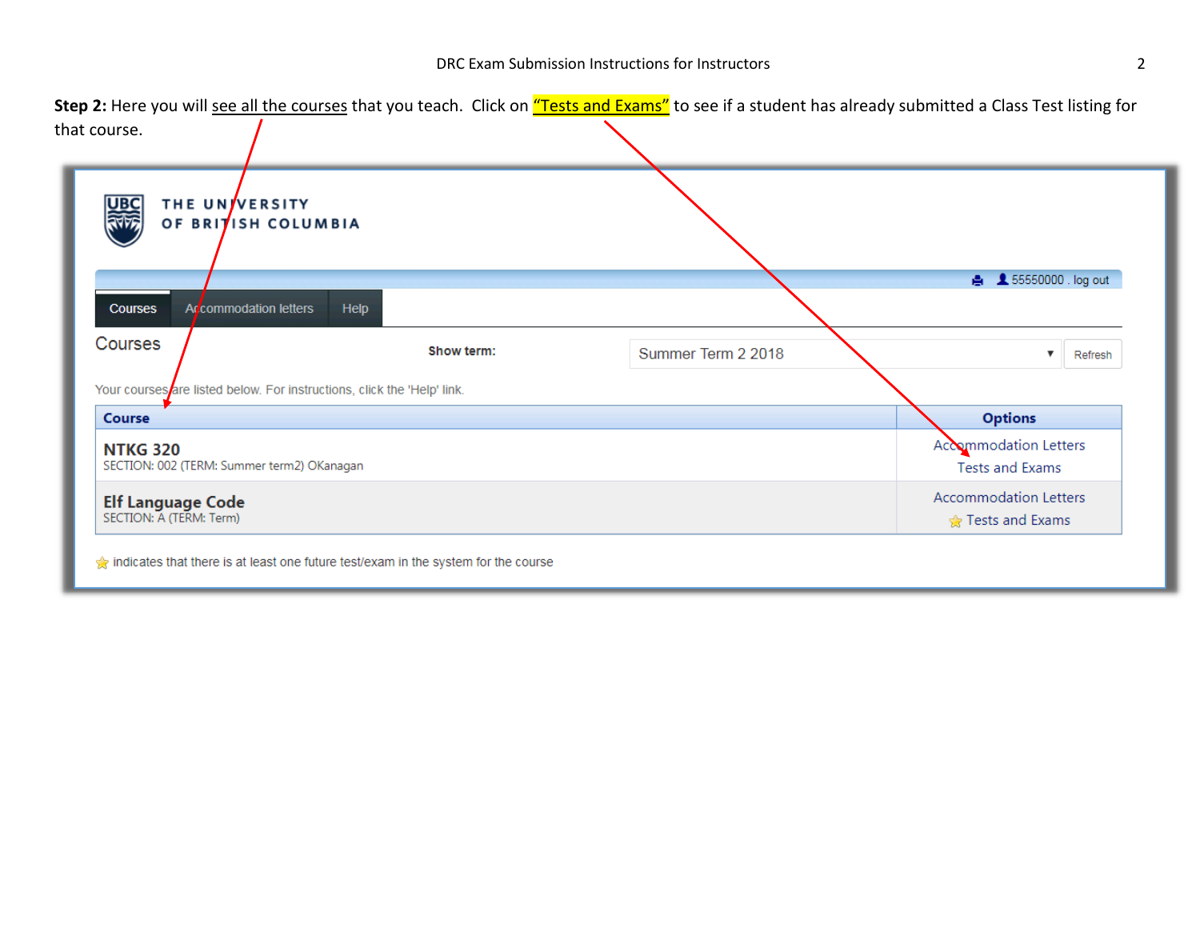**Step 2:** Here you will see all the courses that you teach. Click on "Tests and Exams" to see if a student has already submitted a Class Test listing for that course.

THE UNIVERSITY OF BRITISH COLUMBIA

55550000 . log out

Courses | Accommodation letters | Help

Courses

Show term: Summer Term 2 2018 | Refresh

Your courses are listed below. For instructions, click the 'Help' link.

| Course | Options |
| --- | --- |
| **NTKG 320**<br>SECTION: 002 (TERM: Summer term2) OKanagan | Accommodation Letters<br>Tests and Exams |
| **Elf Language Code**<br>SECTION: A (TERM: Term) | Accommodation Letters<br>☆ Tests and Exams |

☆ indicates that there is at least one future test/exam in the system for the course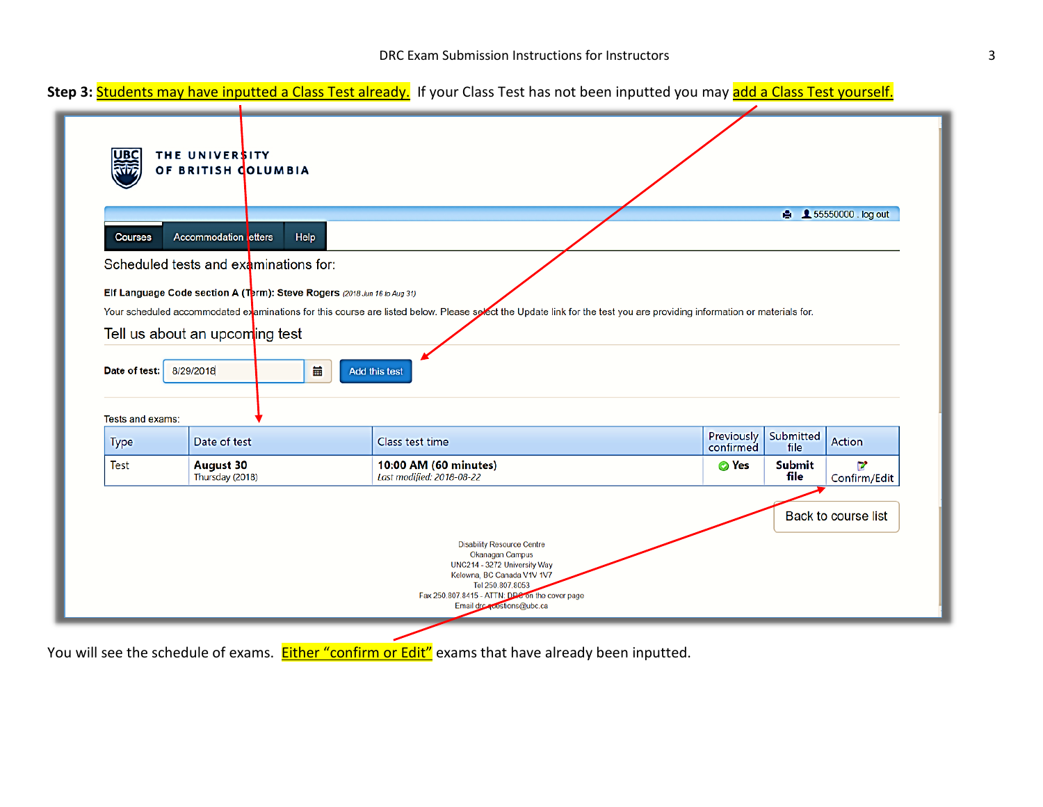**Step 3:** Students may have inputted a Class Test already. If your Class Test has not been inputted you may add a Class Test yourself.

THE UNIVERSITY OF BRITISH COLUMBIA

55550000 . log out

Courses | Accommodation letters | Help

Scheduled tests and examinations for:

**Elf Language Code section A (Term): Steve Rogers** (2018 Jun 16 to Aug 31)

Your scheduled accommodated examinations for this course are listed below. Please select the Update link for the test you are providing information or materials for.

Tell us about an upcoming test

**Date of test:** 8/29/2018 Add this test

Tests and exams:

| Type | Date of test | Class test time | Previously confirmed | Submitted file | Action |
|---|---|---|---|---|---|
| Test | **August 30** Thursday (2018) | **10:00 AM (60 minutes)** *Last modified: 2018-08-22* | Yes | **Submit file** | Confirm/Edit |

Back to course list

Disability Resource Centre
Okanagan Campus
UNC214 - 3272 University Way
Kelowna, BC Canada V1V 1V7
Tel 250.807.8053
Fax 250.807.8415 - ATTN: DRC on the cover page
Email drc.questions@ubc.ca

You will see the schedule of exams. Either "confirm or Edit" exams that have already been inputted.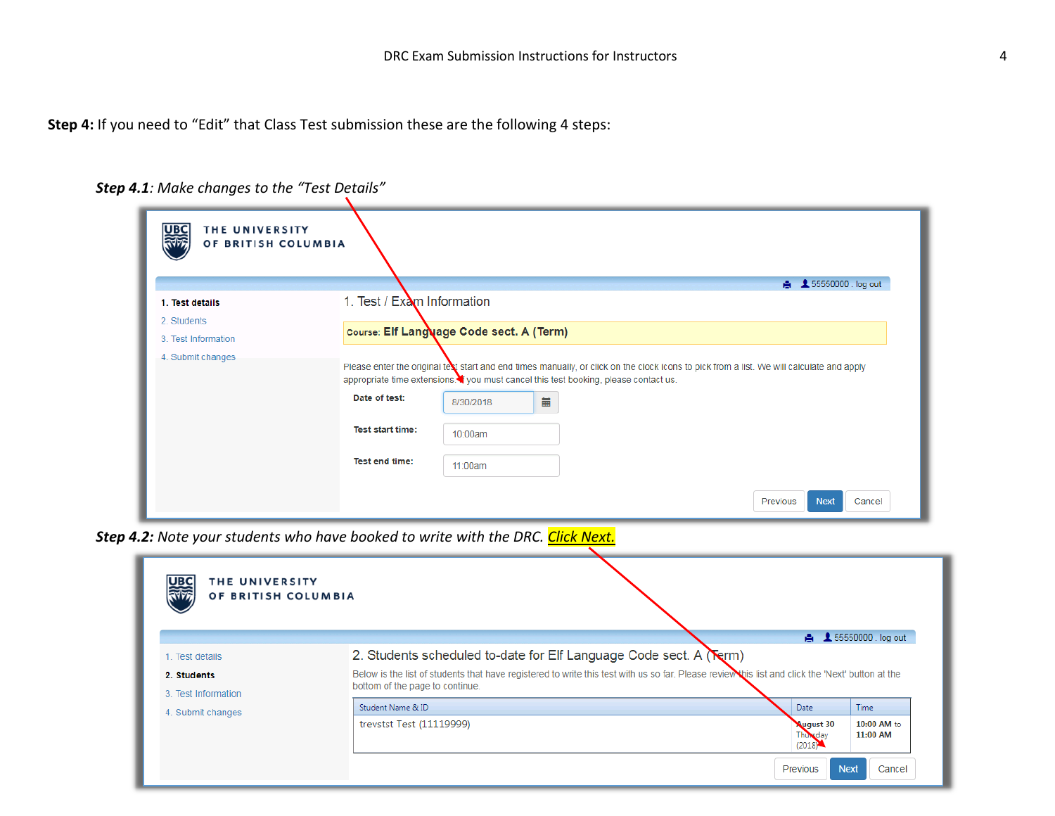**Step 4:** If you need to "Edit" that Class Test submission these are the following 4 steps:

***Step 4.1**: Make changes to the "Test Details"*

THE UNIVERSITY OF BRITISH COLUMBIA

55550000 . log out

1. Test details
2. Students
3. Test Information
4. Submit changes

1. Test / Exam Information

**Course: Elf Language Code sect. A (Term)**

Please enter the original test start and end times manually, or click on the clock icons to pick from a list. We will calculate and apply appropriate time extensions. If you must cancel this test booking, please contact us.

**Date of test:** 8/30/2018

**Test start time:** 10:00am

**Test end time:** 11:00am

Previous | Next | Cancel

***Step 4.2:** Note your students who have booked to write with the DRC. Click Next.*

THE UNIVERSITY OF BRITISH COLUMBIA

55550000 . log out

1. Test details
2. Students
3. Test Information
4. Submit changes

2. Students scheduled to-date for Elf Language Code sect. A (Term)

Below is the list of students that have registered to write this test with us so far. Please review this list and click the 'Next' button at the bottom of the page to continue.

| Student Name & ID | Date | Time |
| --- | --- | --- |
| trevstst Test (11119999) | August 30 Thursday (2018) | 10:00 AM to 11:00 AM |

Previous | Next | Cancel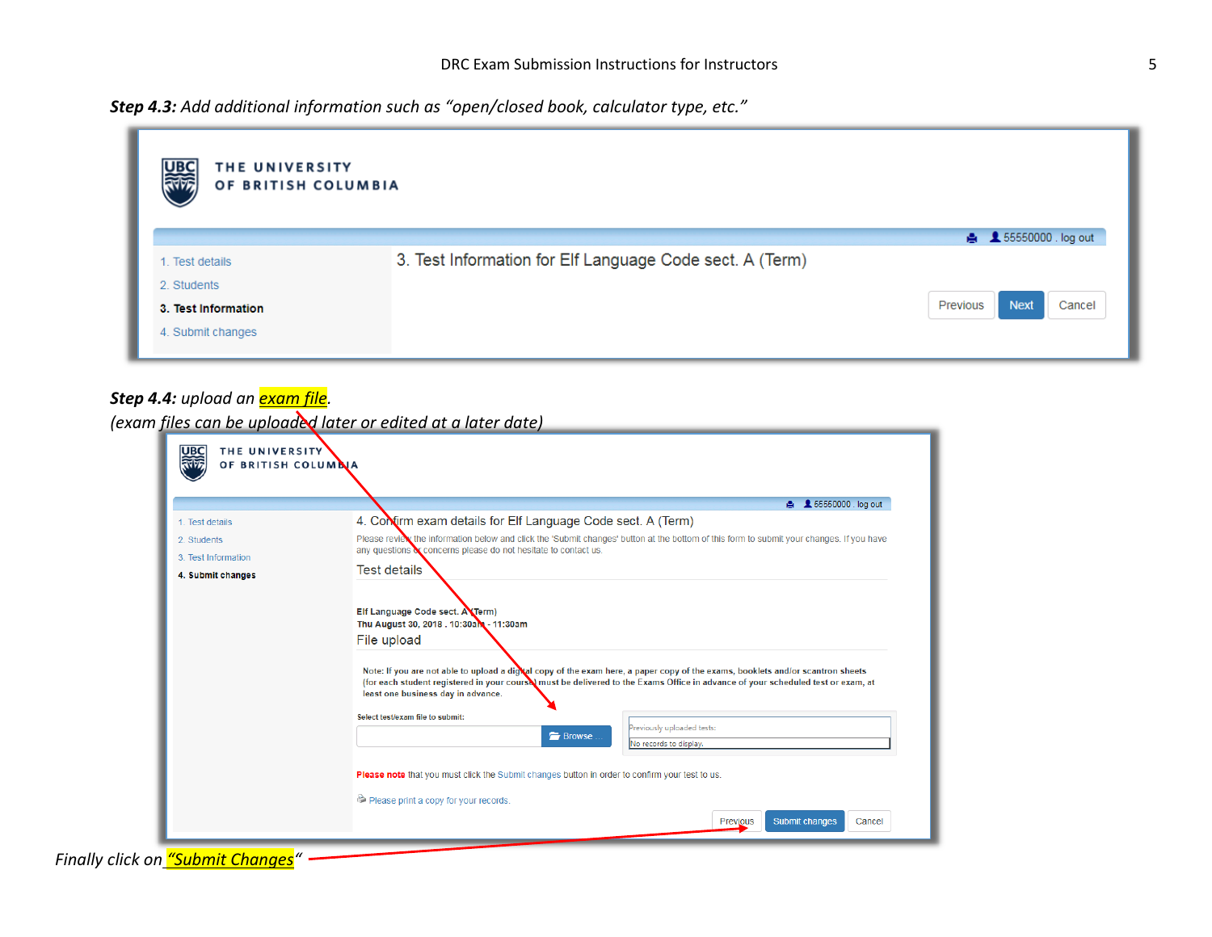***Step 4.3:*** *Add additional information such as "open/closed book, calculator type, etc."*

THE UNIVERSITY OF BRITISH COLUMBIA

55550000 . log out

1. Test details
2. Students
3. **Test Information**
4. Submit changes

3. Test Information for Elf Language Code sect. A (Term)

Previous | Next | Cancel

***Step 4.4:*** *upload an exam file.*
*(exam files can be uploaded later or edited at a later date)*

THE UNIVERSITY OF BRITISH COLUMBIA

55550000 . log out

1. Test details
2. Students
3. Test Information
4. **Submit changes**

4. Confirm exam details for Elf Language Code sect. A (Term)

Please review the information below and click the 'Submit changes' button at the bottom of this form to submit your changes. If you have any questions or concerns please do not hesitate to contact us.

Test details

**Elf Language Code sect. A (Term)**
**Thu August 30, 2018 . 10:30am - 11:30am**

File upload

Note: If you are not able to upload a digital copy of the exam here, a paper copy of the exams, booklets and/or scantron sheets (for each student registered in your course) must be delivered to the Exams Office in advance of your scheduled test or exam, at least one business day in advance.

Select test/exam file to submit: Browse ...

Previously uploaded tests:
No records to display.

**Please note** that you must click the Submit changes button in order to confirm your test to us.

Please print a copy for your records.

Previous | Submit changes | Cancel

*Finally click on "Submit Changes"*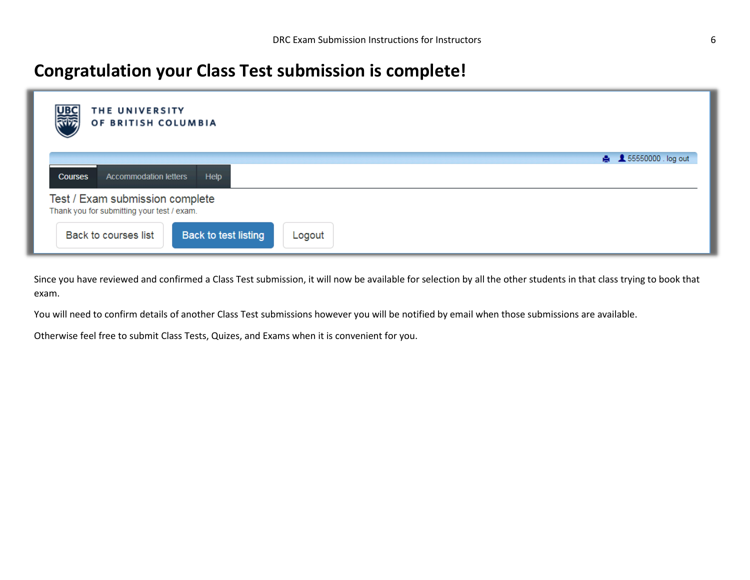# Congratulation your Class Test submission is complete!

Since you have reviewed and confirmed a Class Test submission, it will now be available for selection by all the other students in that class trying to book that exam.

You will need to confirm details of another Class Test submissions however you will be notified by email when those submissions are available.

Otherwise feel free to submit Class Tests, Quizes, and Exams when it is convenient for you.